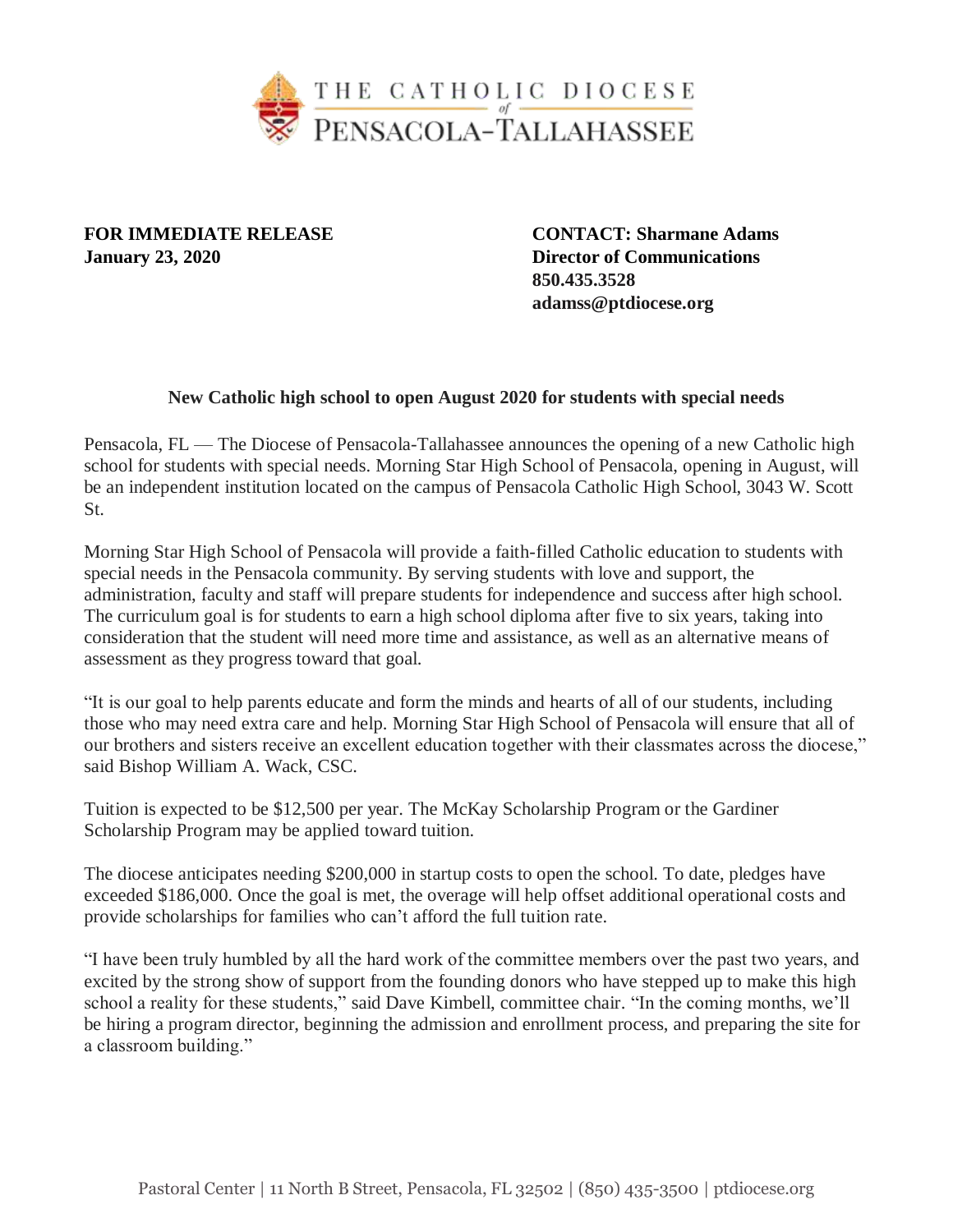THE CATHOLIC DIOCESE *of* PENSACOLA-TALLAHASSEE

**FOR IMMEDIATE RELEASE**
**January 23, 2020**

**CONTACT: Sharmane Adams**
**Director of Communications**
**850.435.3528**
**adamss@ptdiocese.org**

**New Catholic high school to open August 2020 for students with special needs**

Pensacola, FL — The Diocese of Pensacola-Tallahassee announces the opening of a new Catholic high school for students with special needs. Morning Star High School of Pensacola, opening in August, will be an independent institution located on the campus of Pensacola Catholic High School, 3043 W. Scott St.

Morning Star High School of Pensacola will provide a faith-filled Catholic education to students with special needs in the Pensacola community. By serving students with love and support, the administration, faculty and staff will prepare students for independence and success after high school. The curriculum goal is for students to earn a high school diploma after five to six years, taking into consideration that the student will need more time and assistance, as well as an alternative means of assessment as they progress toward that goal.

"It is our goal to help parents educate and form the minds and hearts of all of our students, including those who may need extra care and help. Morning Star High School of Pensacola will ensure that all of our brothers and sisters receive an excellent education together with their classmates across the diocese," said Bishop William A. Wack, CSC.

Tuition is expected to be $12,500 per year. The McKay Scholarship Program or the Gardiner Scholarship Program may be applied toward tuition.

The diocese anticipates needing $200,000 in startup costs to open the school. To date, pledges have exceeded $186,000. Once the goal is met, the overage will help offset additional operational costs and provide scholarships for families who can't afford the full tuition rate.

"I have been truly humbled by all the hard work of the committee members over the past two years, and excited by the strong show of support from the founding donors who have stepped up to make this high school a reality for these students," said Dave Kimbell, committee chair. "In the coming months, we'll be hiring a program director, beginning the admission and enrollment process, and preparing the site for a classroom building."

Pastoral Center | 11 North B Street, Pensacola, FL 32502 | (850) 435-3500 | ptdiocese.org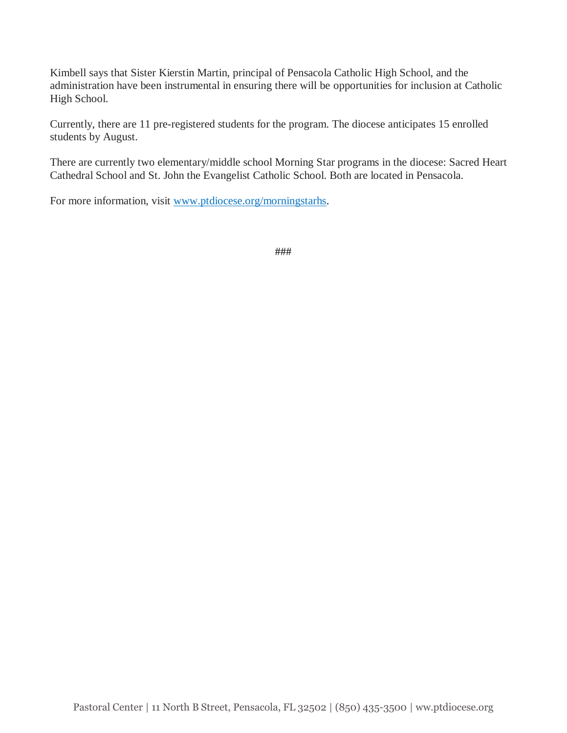Kimbell says that Sister Kierstin Martin, principal of Pensacola Catholic High School, and the administration have been instrumental in ensuring there will be opportunities for inclusion at Catholic High School.

Currently, there are 11 pre-registered students for the program. The diocese anticipates 15 enrolled students by August.

There are currently two elementary/middle school Morning Star programs in the diocese: Sacred Heart Cathedral School and St. John the Evangelist Catholic School. Both are located in Pensacola.

For more information, visit [www.ptdiocese.org/morningstarhs](www.ptdiocese.org/morningstarhs).

###